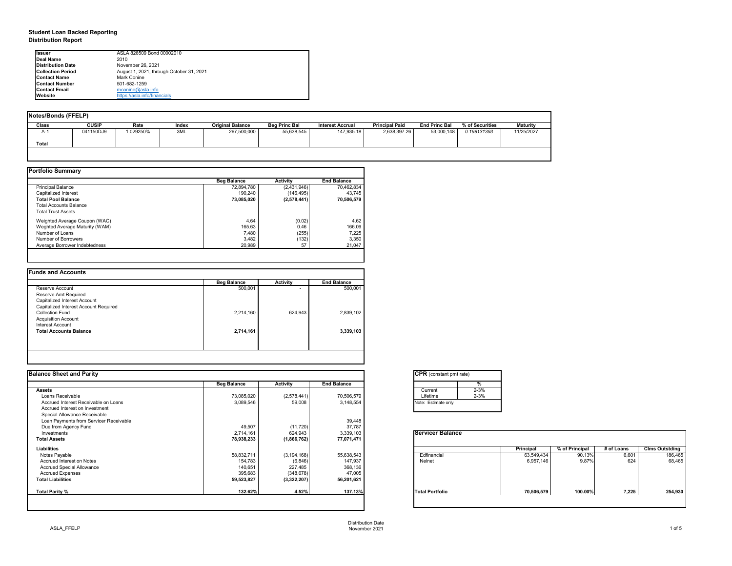# Student Loan Backed Reporting
## Distribution Report

| | |
|---|---|
| **Issuer** | ASLA 826509 Bond 00002010 |
| **Deal Name** | 2010 |
| **Distribution Date** | November 26, 2021 |
| **Collection Period** | August 1, 2021, through October 31, 2021 |
| **Contact Name** | Mark Conine |
| **Contact Number** | 501-682-1259 |
| **Contact Email** | mconine@asla.info |
| **Website** | https://asla.info/financials |

## Notes/Bonds (FFELP)

| Class | CUSIP | Rate | Index | Original Balance | Beg Princ Bal | Interest Accrual | Principal Paid | End Princ Bal | % of Securities | Maturity |
|---|---|---|---|---|---|---|---|---|---|---|
| A-1 | 041150DJ9 | 1.029250% | 3ML | 267,500,000 | 55,638,545 | 147,935.18 | 2,638,397.26 | 53,000,148 | *0.198131393* | 11/25/2027 |
| **Total** | | | | | | | | | | |

## Portfolio Summary

| | Beg Balance | Activity | End Balance |
|---|---|---|---|
| Principal Balance | 72,894,780 | (2,431,946) | 70,462,834 |
| Capitalized Interest | 190,240 | (146,495) | 43,745 |
| **Total Pool Balance** | **73,085,020** | **(2,578,441)** | **70,506,579** |
| Total Accounts Balance | | | |
| Total Trust Assets | | | |
| Weighted Average Coupon (WAC) | 4.64 | (0.02) | 4.62 |
| Weghted Average Maturity (WAM) | 165.63 | 0.46 | 166.09 |
| Number of Loans | 7,480 | (255) | 7,225 |
| Number of Borrowers | 3,482 | (132) | 3,350 |
| Average Borrower Indebtedness | 20,989 | 57 | 21,047 |

## Funds and Accounts

| | Beg Balance | Activity | End Balance |
|---|---|---|---|
| Reserve Account | 500,001 | - | 500,001 |
| Reserve Amt Required | | | |
| Capitalized Interest Account | | | |
| Capitalized Interest Account Required | | | |
| Collection Fund | 2,214,160 | 624,943 | 2,839,102 |
| Acquisition Account | | | |
| Interest Account | | | |
| **Total Accounts Balance** | **2,714,161** | | **3,339,103** |

## Balance Sheet and Parity

| | Beg Balance | Activity | End Balance |
|---|---|---|---|
| **Assets** | | | |
| Loans Receivable | 73,085,020 | (2,578,441) | 70,506,579 |
| Accrued Interest Receivable on Loans | 3,089,546 | 59,008 | 3,148,554 |
| Accrued Interest on Investment | | | |
| Special Allowance Receivable | | | |
| Loan Payments from Servicer Receivable | | | 39,448 |
| Due from Agency Fund | 49,507 | (11,720) | 37,787 |
| Investments | 2,714,161 | 624,943 | 3,339,103 |
| **Total Assets** | **78,938,233** | **(1,866,762)** | **77,071,471** |
| **Liabilities** | | | |
| Notes Payable | 58,832,711 | (3,194,168) | 55,638,543 |
| Accrued Interest on Notes | 154,783 | (6,846) | 147,937 |
| Accrued Special Allowance | 140,651 | 227,485 | 368,136 |
| Accrued Expenses | 395,683 | (348,678) | 47,005 |
| **Total Liabilities** | **59,523,827** | **(3,322,207)** | **56,201,621** |
| **Total Parity %** | **132.62%** | **4.52%** | **137.13%** |

## CPR (constant pmt rate)

| | % |
|---|---|
| Current | 2-3% |
| Lifetime | 2-3% |

Note: Estimate only

## Servicer Balance

| | Principal | % of Principal | # of Loans | Clms Outstding |
|---|---|---|---|---|
| Edfinancial | 63,549,434 | 90.13% | 6,601 | 186,465 |
| Nelnet | 6,957,146 | 9.87% | 624 | 68,465 |
| **Total Portfolio** | **70,506,579** | **100.00%** | **7,225** | **254,930** |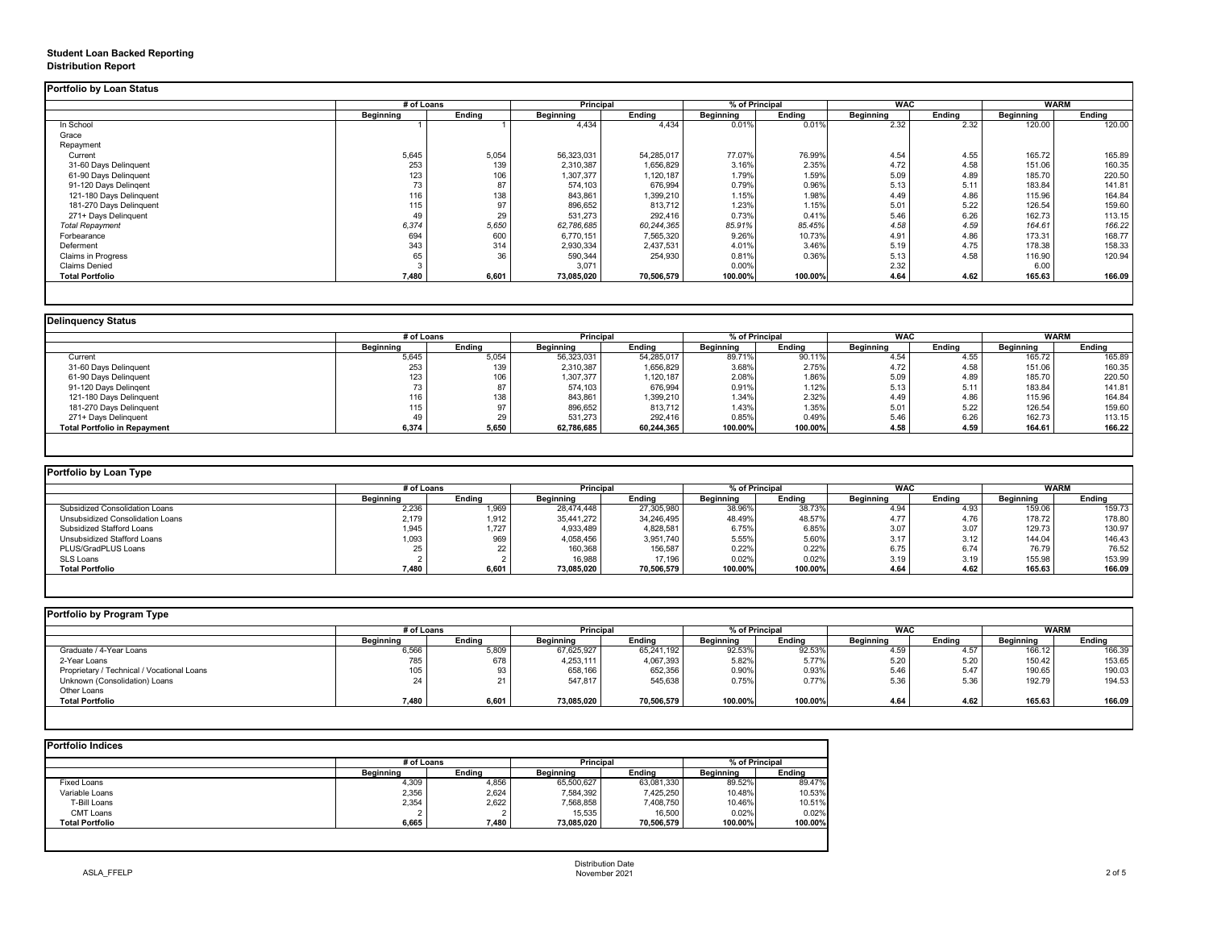**Student Loan Backed Reporting**
**Distribution Report**

## Portfolio by Loan Status

| | # of Loans | | Principal | | % of Principal | | WAC | | WARM | |
|---|---|---|---|---|---|---|---|---|---|---|
| | Beginning | Ending | Beginning | Ending | Beginning | Ending | Beginning | Ending | Beginning | Ending |
| In School | 1 | 1 | 4,434 | 4,434 | 0.01% | 0.01% | 2.32 | 2.32 | 120.00 | 120.00 |
| Grace | | | | | | | | | | |
| Repayment | | | | | | | | | | |
| Current | 5,645 | 5,054 | 56,323,031 | 54,285,017 | 77.07% | 76.99% | 4.54 | 4.55 | 165.72 | 165.89 |
| 31-60 Days Delinquent | 253 | 139 | 2,310,387 | 1,656,829 | 3.16% | 2.35% | 4.72 | 4.58 | 151.06 | 160.35 |
| 61-90 Days Delinquent | 123 | 106 | 1,307,377 | 1,120,187 | 1.79% | 1.59% | 5.09 | 4.89 | 185.70 | 220.50 |
| 91-120 Days Delingent | 73 | 87 | 574,103 | 676,994 | 0.79% | 0.96% | 5.13 | 5.11 | 183.84 | 141.81 |
| 121-180 Days Delinquent | 116 | 138 | 843,861 | 1,399,210 | 1.15% | 1.98% | 4.49 | 4.86 | 115.96 | 164.84 |
| 181-270 Days Delinquent | 115 | 97 | 896,652 | 813,712 | 1.23% | 1.15% | 5.01 | 5.22 | 126.54 | 159.60 |
| 271+ Days Delinquent | 49 | 29 | 531,273 | 292,416 | 0.73% | 0.41% | 5.46 | 6.26 | 162.73 | 113.15 |
| *Total Repayment* | *6,374* | *5,650* | *62,786,685* | *60,244,365* | *85.91%* | *85.45%* | *4.58* | *4.59* | *164.61* | *166.22* |
| Forbearance | 694 | 600 | 6,770,151 | 7,565,320 | 9.26% | 10.73% | 4.91 | 4.86 | 173.31 | 168.77 |
| Deferment | 343 | 314 | 2,930,334 | 2,437,531 | 4.01% | 3.46% | 5.19 | 4.75 | 178.38 | 158.33 |
| Claims in Progress | 65 | 36 | 590,344 | 254,930 | 0.81% | 0.36% | 5.13 | 4.58 | 116.90 | 120.94 |
| Claims Denied | 3 | | 3,071 | | 0.00% | | 2.32 | | 6.00 | |
| **Total Portfolio** | **7,480** | **6,601** | **73,085,020** | **70,506,579** | **100.00%** | **100.00%** | **4.64** | **4.62** | **165.63** | **166.09** |

## Delinquency Status

| | # of Loans | | Principal | | % of Principal | | WAC | | WARM | |
|---|---|---|---|---|---|---|---|---|---|---|
| | Beginning | Ending | Beginning | Ending | Beginning | Ending | Beginning | Ending | Beginning | Ending |
| Current | 5,645 | 5,054 | 56,323,031 | 54,285,017 | 89.71% | 90.11% | 4.54 | 4.55 | 165.72 | 165.89 |
| 31-60 Days Delinquent | 253 | 139 | 2,310,387 | 1,656,829 | 3.68% | 2.75% | 4.72 | 4.58 | 151.06 | 160.35 |
| 61-90 Days Delinquent | 123 | 106 | 1,307,377 | 1,120,187 | 2.08% | 1.86% | 5.09 | 4.89 | 185.70 | 220.50 |
| 91-120 Days Delingent | 73 | 87 | 574,103 | 676,994 | 0.91% | 1.12% | 5.13 | 5.11 | 183.84 | 141.81 |
| 121-180 Days Delinquent | 116 | 138 | 843,861 | 1,399,210 | 1.34% | 2.32% | 4.49 | 4.86 | 115.96 | 164.84 |
| 181-270 Days Delinquent | 115 | 97 | 896,652 | 813,712 | 1.43% | 1.35% | 5.01 | 5.22 | 126.54 | 159.60 |
| 271+ Days Delinquent | 49 | 29 | 531,273 | 292,416 | 0.85% | 0.49% | 5.46 | 6.26 | 162.73 | 113.15 |
| **Total Portfolio in Repayment** | **6,374** | **5,650** | **62,786,685** | **60,244,365** | **100.00%** | **100.00%** | **4.58** | **4.59** | **164.61** | **166.22** |

## Portfolio by Loan Type

| | # of Loans | | Principal | | % of Principal | | WAC | | WARM | |
|---|---|---|---|---|---|---|---|---|---|---|
| | Beginning | Ending | Beginning | Ending | Beginning | Ending | Beginning | Ending | Beginning | Ending |
| Subsidized Consolidation Loans | 2,236 | 1,969 | 28,474,448 | 27,305,980 | 38.96% | 38.73% | 4.94 | 4.93 | 159.06 | 159.73 |
| Unsubsidized Consolidation Loans | 2,179 | 1,912 | 35,441,272 | 34,246,495 | 48.49% | 48.57% | 4.77 | 4.76 | 178.72 | 178.80 |
| Subsidized Stafford Loans | 1,945 | 1,727 | 4,933,489 | 4,828,581 | 6.75% | 6.85% | 3.07 | 3.07 | 129.73 | 130.97 |
| Unsubsidized Stafford Loans | 1,093 | 969 | 4,058,456 | 3,951,740 | 5.55% | 5.60% | 3.17 | 3.12 | 144.04 | 146.43 |
| PLUS/GradPLUS Loans | 25 | 22 | 160,368 | 156,587 | 0.22% | 0.22% | 6.75 | 6.74 | 76.79 | 76.52 |
| SLS Loans | 2 | 2 | 16,988 | 17,196 | 0.02% | 0.02% | 3.19 | 3.19 | 155.98 | 153.99 |
| **Total Portfolio** | **7,480** | **6,601** | **73,085,020** | **70,506,579** | **100.00%** | **100.00%** | **4.64** | **4.62** | **165.63** | **166.09** |

## Portfolio by Program Type

| | # of Loans | | Principal | | % of Principal | | WAC | | WARM | |
|---|---|---|---|---|---|---|---|---|---|---|
| | Beginning | Ending | Beginning | Ending | Beginning | Ending | Beginning | Ending | Beginning | Ending |
| Graduate / 4-Year Loans | 6,566 | 5,809 | 67,625,927 | 65,241,192 | 92.53% | 92.53% | 4.59 | 4.57 | 166.12 | 166.39 |
| 2-Year Loans | 785 | 678 | 4,253,111 | 4,067,393 | 5.82% | 5.77% | 5.20 | 5.20 | 150.42 | 153.65 |
| Proprietary / Technical / Vocational Loans | 105 | 93 | 658,166 | 652,356 | 0.90% | 0.93% | 5.46 | 5.47 | 190.65 | 190.03 |
| Unknown (Consolidation) Loans | 24 | 21 | 547,817 | 545,638 | 0.75% | 0.77% | 5.36 | 5.36 | 192.79 | 194.53 |
| Other Loans | | | | | | | | | | |
| **Total Portfolio** | **7,480** | **6,601** | **73,085,020** | **70,506,579** | **100.00%** | **100.00%** | **4.64** | **4.62** | **165.63** | **166.09** |

## Portfolio Indices

| | # of Loans | | Principal | | % of Principal | |
|---|---|---|---|---|---|---|
| | Beginning | Ending | Beginning | Ending | Beginning | Ending |
| Fixed Loans | 4,309 | 4,856 | 65,500,627 | 63,081,330 | 89.52% | 89.47% |
| Variable Loans | 2,356 | 2,624 | 7,584,392 | 7,425,250 | 10.48% | 10.53% |
| T-Bill Loans | 2,354 | 2,622 | 7,568,858 | 7,408,750 | 10.46% | 10.51% |
| CMT Loans | 2 | 2 | 15,535 | 16,500 | 0.02% | 0.02% |
| **Total Portfolio** | **6,665** | **7,480** | **73,085,020** | **70,506,579** | **100.00%** | **100.00%** |

ASLA_FFELP

Distribution Date
November 2021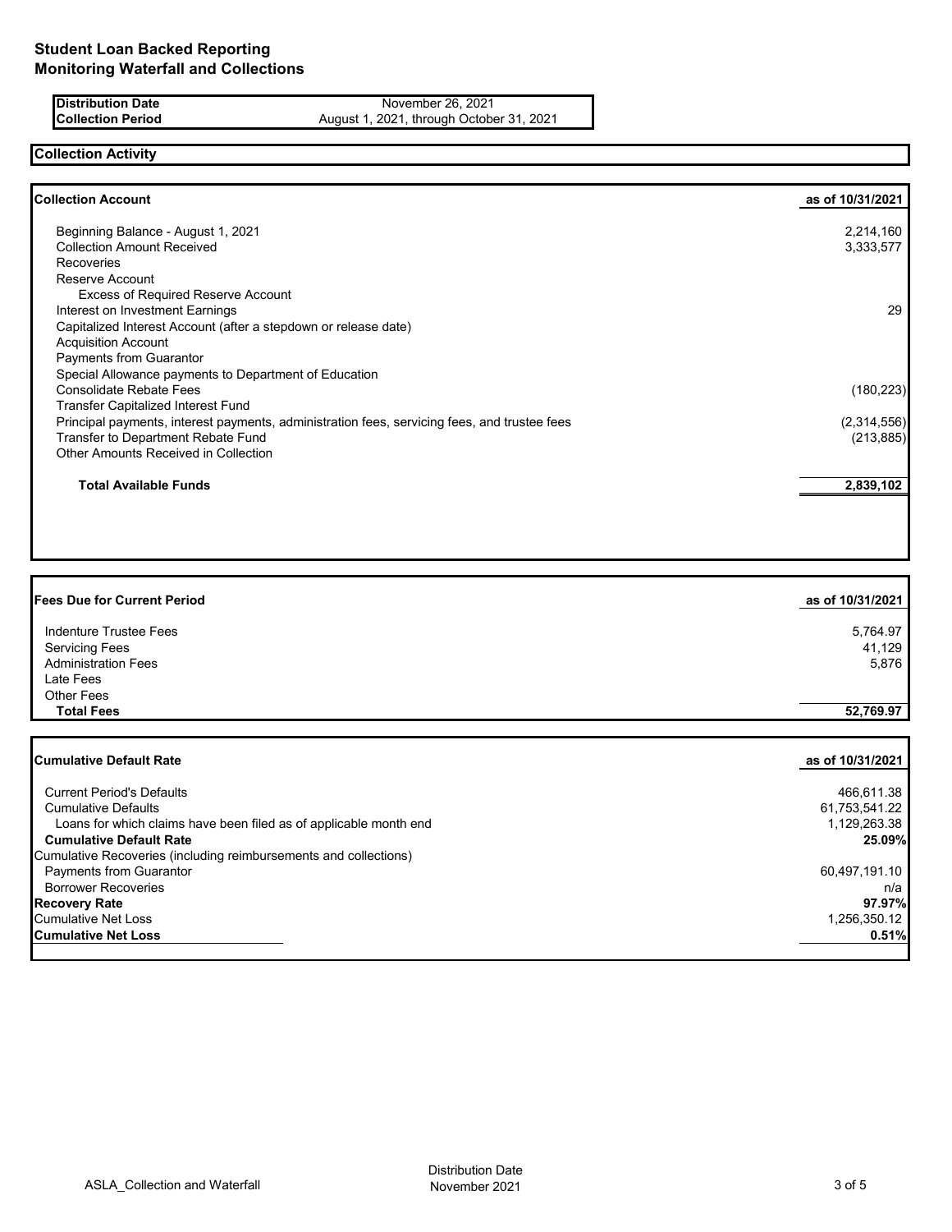# Student Loan Backed Reporting
## Monitoring Waterfall and Collections

| | |
|---|---|
| **Distribution Date** | November 26, 2021 |
| **Collection Period** | August 1, 2021, through October 31, 2021 |

## Collection Activity

| **Collection Account** | **as of 10/31/2021** |
|---|---|
| Beginning Balance - August 1, 2021 | 2,214,160 |
| Collection Amount Received | 3,333,577 |
| Recoveries | |
| Reserve Account | |
| Excess of Required Reserve Account | |
| Interest on Investment Earnings | 29 |
| Capitalized Interest Account (after a stepdown or release date) | |
| Acquisition Account | |
| Payments from Guarantor | |
| Special Allowance payments to Department of Education | |
| Consolidate Rebate Fees | (180,223) |
| Transfer Capitalized Interest Fund | |
| Principal payments, interest payments, administration fees, servicing fees, and trustee fees | (2,314,556) |
| Transfer to Department Rebate Fund | (213,885) |
| Other Amounts Received in Collection | |
| **Total Available Funds** | **2,839,102** |

| **Fees Due for Current Period** | **as of 10/31/2021** |
|---|---|
| Indenture Trustee Fees | 5,764.97 |
| Servicing Fees | 41,129 |
| Administration Fees | 5,876 |
| Late Fees | |
| Other Fees | |
| **Total Fees** | **52,769.97** |

| **Cumulative Default Rate** | **as of 10/31/2021** |
|---|---|
| Current Period's Defaults | 466,611.38 |
| Cumulative Defaults | 61,753,541.22 |
| Loans for which claims have been filed as of applicable month end | 1,129,263.38 |
| **Cumulative Default Rate** | **25.09%** |
| Cumulative Recoveries (including reimbursements and collections) | |
| Payments from Guarantor | 60,497,191.10 |
| Borrower Recoveries | n/a |
| **Recovery Rate** | **97.97%** |
| Cumulative Net Loss | 1,256,350.12 |
| **Cumulative Net Loss** | **0.51%** |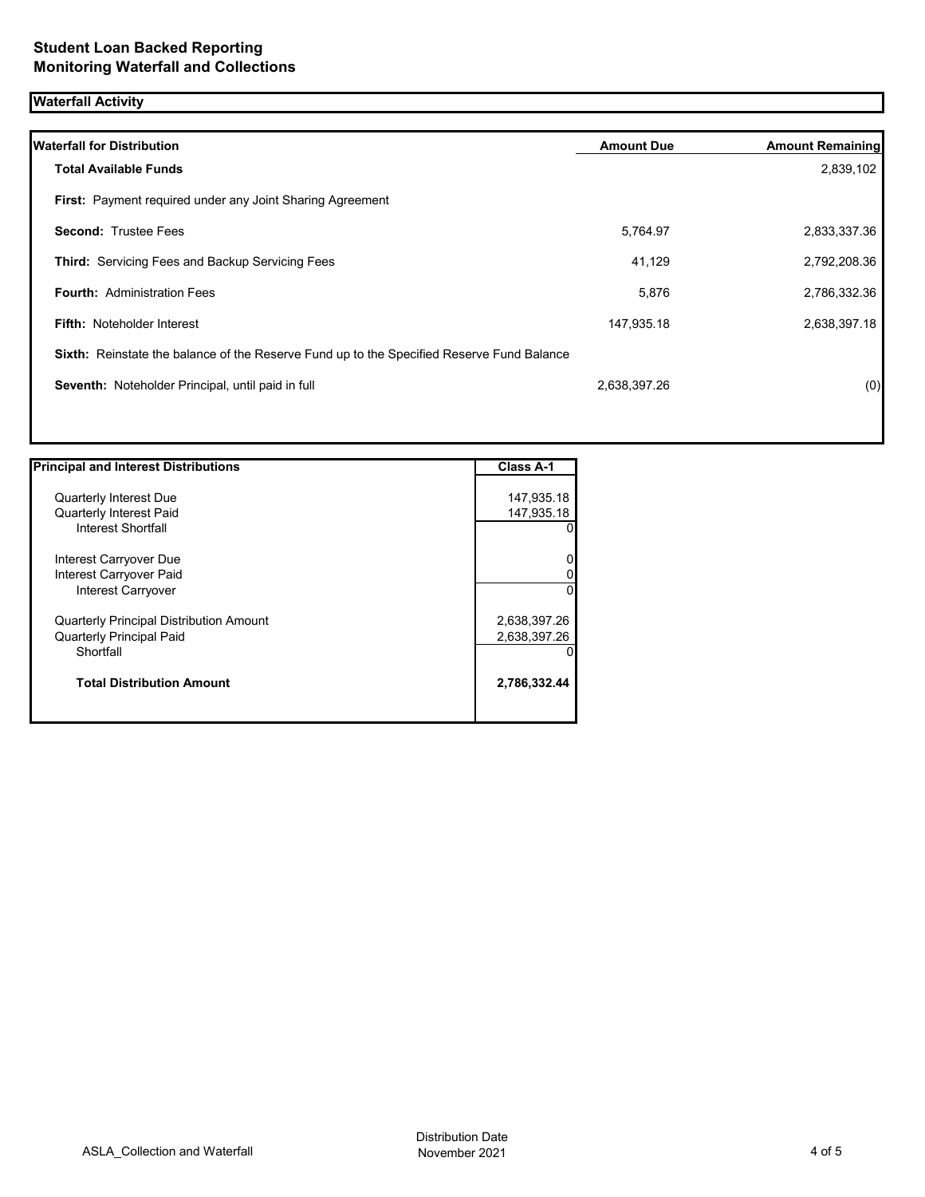# Student Loan Backed Reporting
# Monitoring Waterfall and Collections

## Waterfall Activity

| Waterfall for Distribution | Amount Due | Amount Remaining |
|---|---|---|
| **Total Available Funds** | | 2,839,102 |
| **First:** Payment required under any Joint Sharing Agreement | | |
| **Second:** Trustee Fees | 5,764.97 | 2,833,337.36 |
| **Third:** Servicing Fees and Backup Servicing Fees | 41,129 | 2,792,208.36 |
| **Fourth:** Administration Fees | 5,876 | 2,786,332.36 |
| **Fifth:** Noteholder Interest | 147,935.18 | 2,638,397.18 |
| **Sixth:** Reinstate the balance of the Reserve Fund up to the Specified Reserve Fund Balance | | |
| **Seventh:** Noteholder Principal, until paid in full | 2,638,397.26 | (0) |

| Principal and Interest Distributions | Class A-1 |
|---|---|
| Quarterly Interest Due | 147,935.18 |
| Quarterly Interest Paid | 147,935.18 |
| Interest Shortfall | 0 |
| Interest Carryover Due | 0 |
| Interest Carryover Paid | 0 |
| Interest Carryover | 0 |
| Quarterly Principal Distribution Amount | 2,638,397.26 |
| Quarterly Principal Paid | 2,638,397.26 |
| Shortfall | 0 |
| **Total Distribution Amount** | **2,786,332.44** |

ASLA_Collection and Waterfall

Distribution Date
November 2021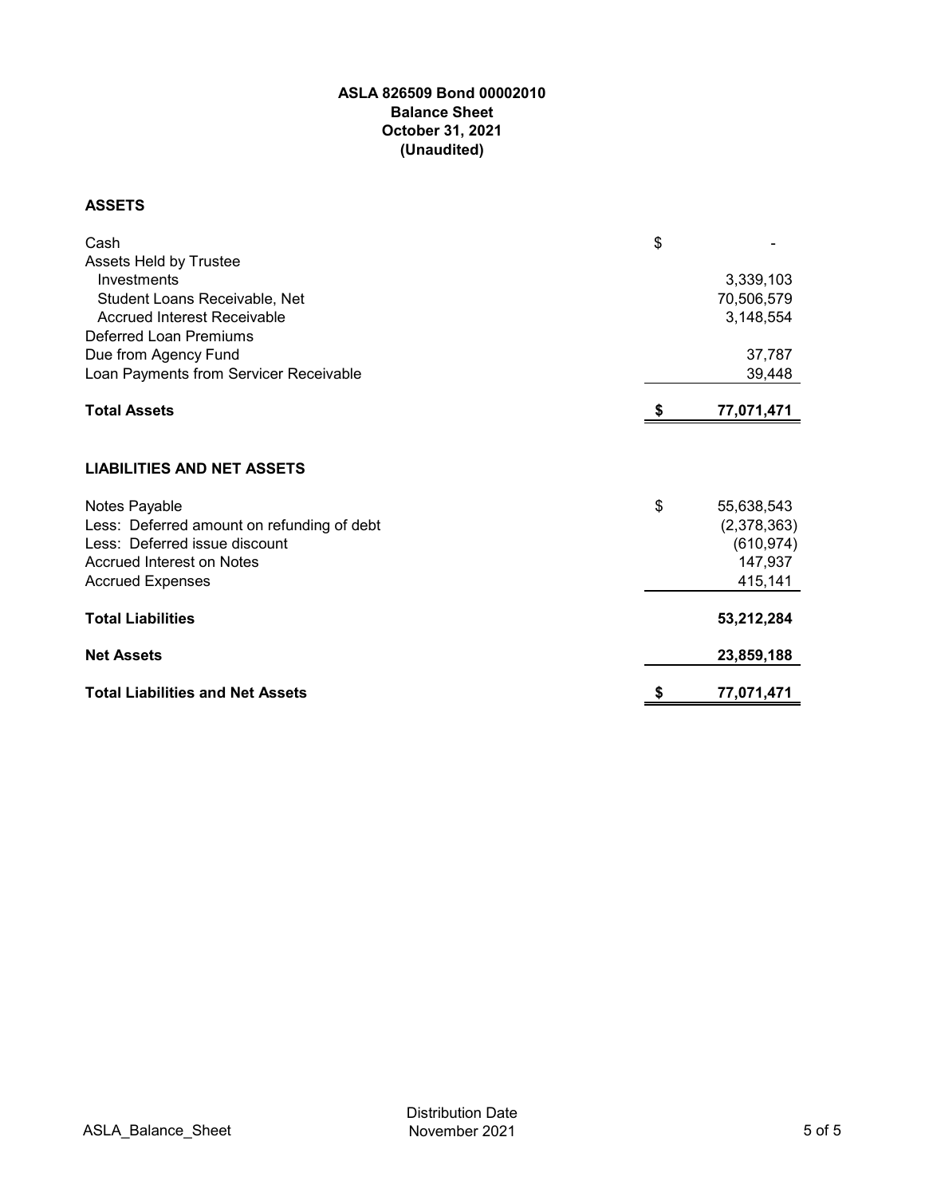**ASLA 826509 Bond 00002010**
**Balance Sheet**
**October 31, 2021**
**(Unaudited)**

**ASSETS**

| | | |
|---|---|---|
| Cash | $ | - |
| Assets Held by Trustee | | |
| Investments | | 3,339,103 |
| Student Loans Receivable, Net | | 70,506,579 |
| Accrued Interest Receivable | | 3,148,554 |
| Deferred Loan Premiums | | |
| Due from Agency Fund | | 37,787 |
| Loan Payments from Servicer Receivable | | 39,448 |
| **Total Assets** | **$** | **77,071,471** |

**LIABILITIES AND NET ASSETS**

| | | |
|---|---|---|
| Notes Payable | $ | 55,638,543 |
| Less: Deferred amount on refunding of debt | | (2,378,363) |
| Less: Deferred issue discount | | (610,974) |
| Accrued Interest on Notes | | 147,937 |
| Accrued Expenses | | 415,141 |
| **Total Liabilities** | | **53,212,284** |
| **Net Assets** | | **23,859,188** |
| **Total Liabilities and Net Assets** | **$** | **77,071,471** |

ASLA_Balance_Sheet

Distribution Date
November 2021